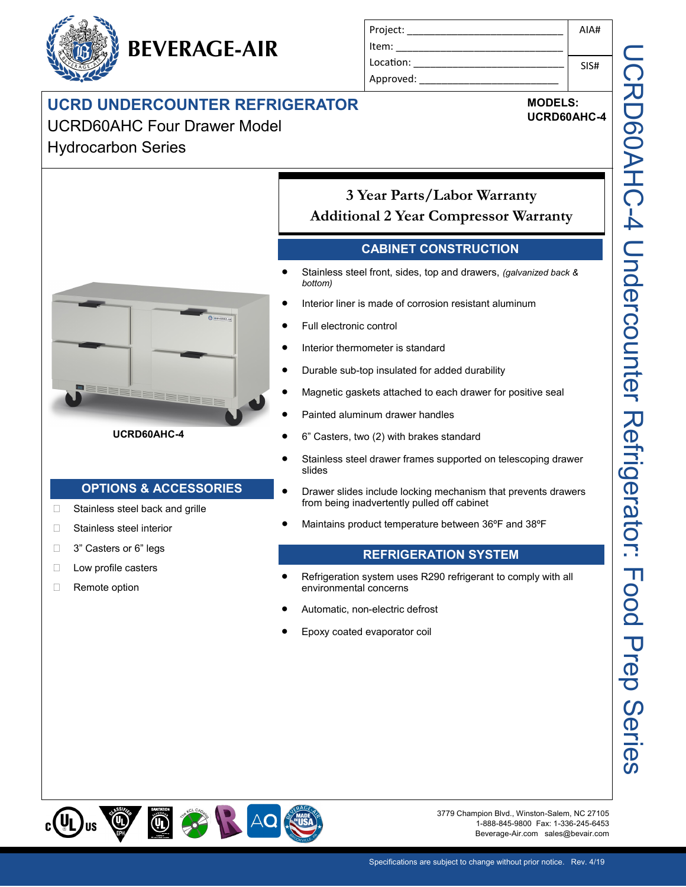**BEVERAGE-AIR**

| Project: ______________________________ | AIA# |
| --- | --- |
| Item: ______________________________ | |
| Location: ______________________________ | SIS# |
| Approved: ______________________________ | |

# UCRD UNDERCOUNTER REFRIGERATOR

UCRD60AHC Four Drawer Model

Hydrocarbon Series

**MODELS:**
**UCRD60AHC-4**

UCRD60AHC-4 Undercounter Refrigerator: Food Prep Series

**UCRD60AHC-4**

## 3 Year Parts/Labor Warranty
## Additional 2 Year Compressor Warranty

## CABINET CONSTRUCTION

- Stainless steel front, sides, top and drawers, *(galvanized back & bottom)*
- Interior liner is made of corrosion resistant aluminum
- Full electronic control
- Interior thermometer is standard
- Durable sub-top insulated for added durability
- Magnetic gaskets attached to each drawer for positive seal
- Painted aluminum drawer handles
- 6" Casters, two (2) with brakes standard
- Stainless steel drawer frames supported on telescoping drawer slides
- Drawer slides include locking mechanism that prevents drawers from being inadvertently pulled off cabinet
- Maintains product temperature between 36ºF and 38ºF

## REFRIGERATION SYSTEM

- Refrigeration system uses R290 refrigerant to comply with all environmental concerns
- Automatic, non-electric defrost
- Epoxy coated evaporator coil

## OPTIONS & ACCESSORIES

- ☐ Stainless steel back and grille
- ☐ Stainless steel interior
- ☐ 3" Casters or 6" legs
- ☐ Low profile casters
- ☐ Remote option

3779 Champion Blvd., Winston-Salem, NC 27105
1-888-845-9800 Fax: 1-336-245-6453
Beverage-Air.com sales@bevair.com

Specifications are subject to change without prior notice. Rev. 4/19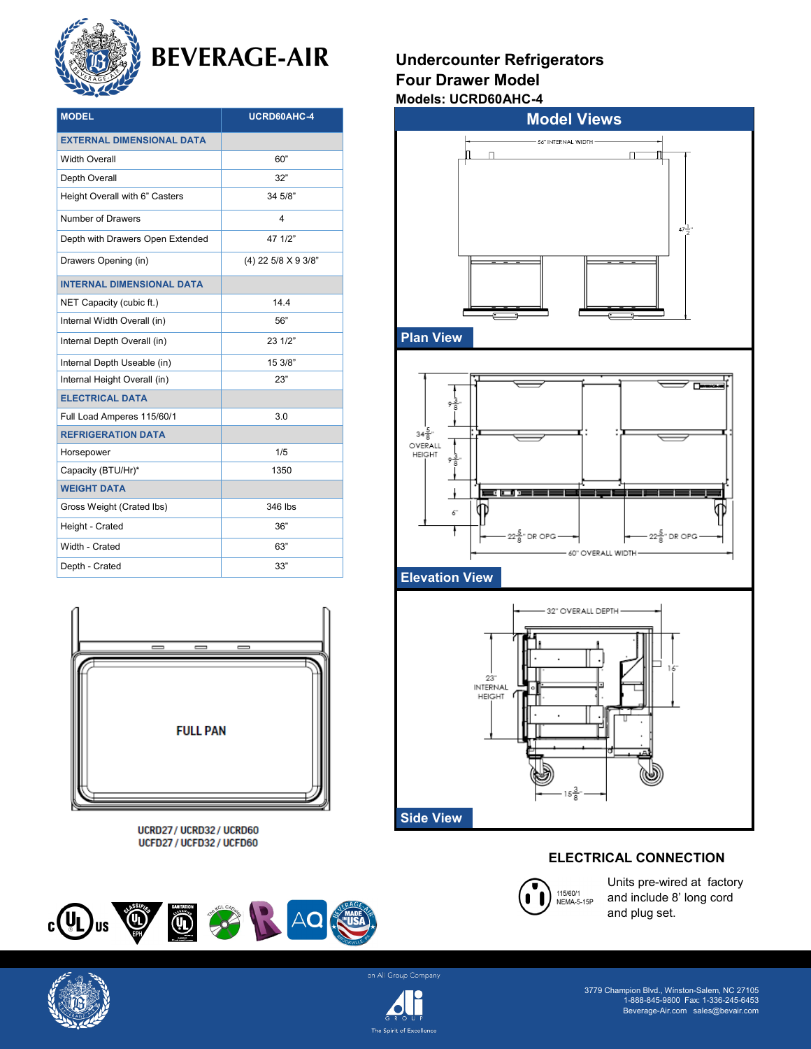# BEVERAGE-AIR

## Undercounter Refrigerators
## Four Drawer Model
### Models: UCRD60AHC-4

| MODEL | UCRD60AHC-4 |
|---|---|
| **EXTERNAL DIMENSIONAL DATA** | |
| Width Overall | 60" |
| Depth Overall | 32" |
| Height Overall with 6" Casters | 34 5/8" |
| Number of Drawers | 4 |
| Depth with Drawers Open Extended | 47 1/2" |
| Drawers Opening (in) | (4) 22 5/8 X 9 3/8" |
| **INTERNAL DIMENSIONAL DATA** | |
| NET Capacity (cubic ft.) | 14.4 |
| Internal Width Overall (in) | 56" |
| Internal Depth Overall (in) | 23 1/2" |
| Internal Depth Useable (in) | 15 3/8" |
| Internal Height Overall (in) | 23" |
| **ELECTRICAL DATA** | |
| Full Load Amperes 115/60/1 | 3.0 |
| **REFRIGERATION DATA** | |
| Horsepower | 1/5 |
| Capacity (BTU/Hr)* | 1350 |
| **WEIGHT DATA** | |
| Gross Weight (Crated lbs) | 346 lbs |
| Height - Crated | 36" |
| Width - Crated | 63" |
| Depth - Crated | 33" |

FULL PAN

UCRD27 / UCRD32 / UCRD60
UCFD27 / UCFD32 / UCFD60

## Model Views

56" INTERNAL WIDTH

47 1/2"

**Plan View**

34 5/8" OVERALL HEIGHT

9 3/8"

9 3/8"

6"

22 5/8" DR OPG

22 5/8" DR OPG

60" OVERALL WIDTH

**Elevation View**

32" OVERALL DEPTH

23" INTERNAL HEIGHT

16"

15 3/8"

**Side View**

## ELECTRICAL CONNECTION

115/60/1
NEMA-5-15P

Units pre-wired at factory and include 8' long cord and plug set.

an Ali Group Company

The Spirit of Excellence

3779 Champion Blvd., Winston-Salem, NC 27105
1-888-845-9800 Fax: 1-336-245-6453
Beverage-Air.com sales@bevair.com